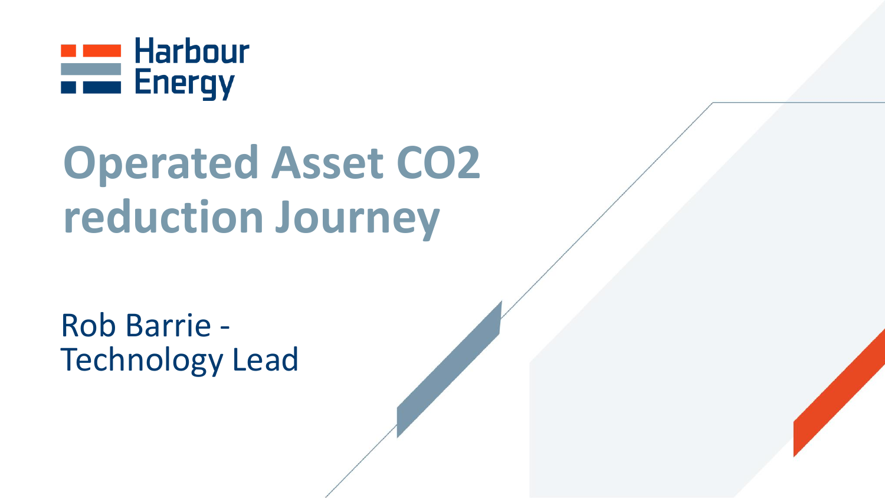Harbour Energy

# Operated Asset CO2 reduction Journey

Rob Barrie - Technology Lead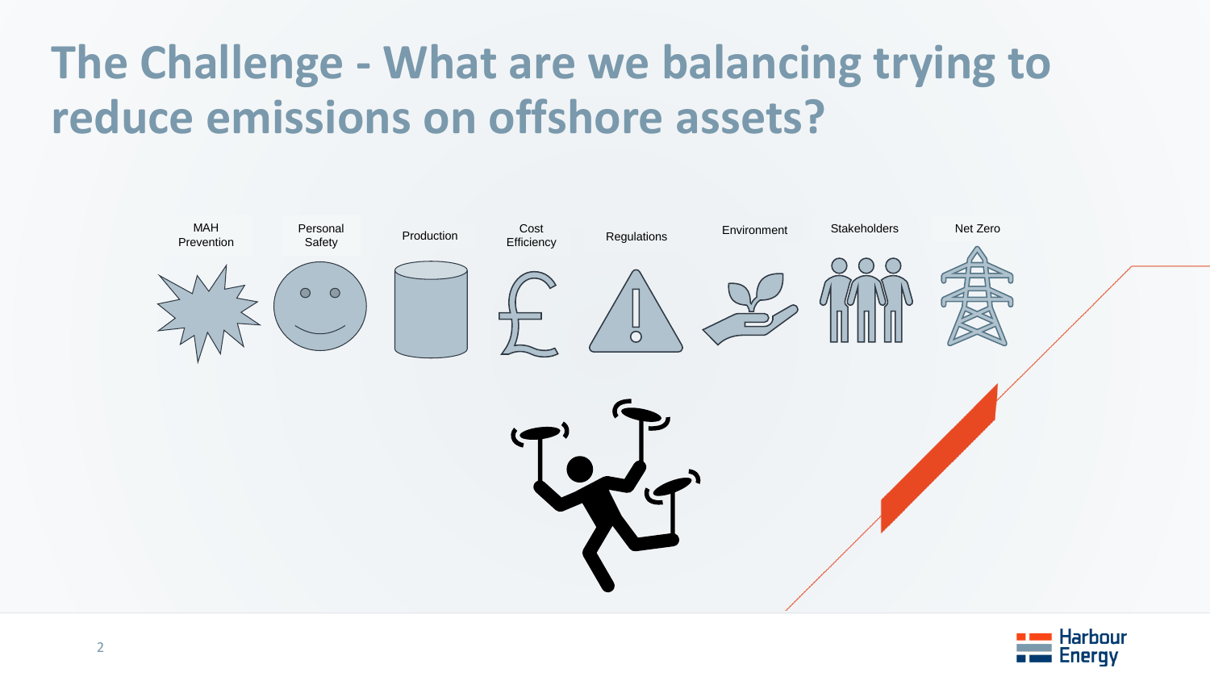# The Challenge - What are we balancing trying to reduce emissions on offshore assets?

MAH Prevention

Personal Safety

Production

Cost Efficiency

Regulations

Environment

Stakeholders

Net Zero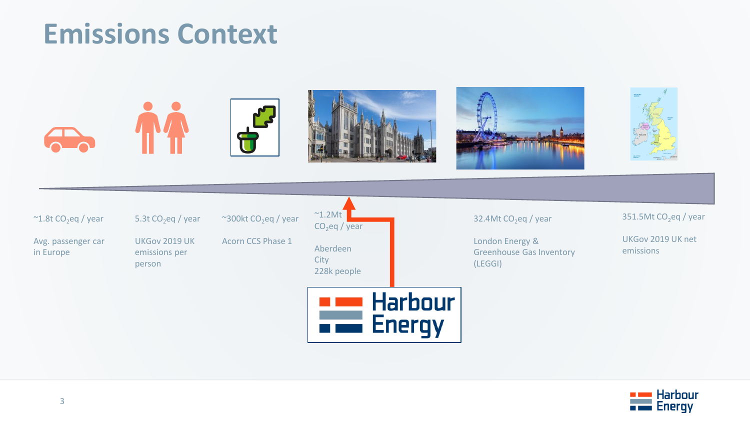# Emissions Context

~1.8t $CO_2eq$ / year

Avg. passenger car in Europe

5.3t $CO_2eq$ / year

UKGov 2019 UK emissions per person

~300kt $CO_2eq$ / year

Acorn CCS Phase 1

~1.2Mt $CO_2eq$ / year

Aberdeen City 228k people

Harbour Energy

32.4Mt $CO_2eq$ / year

London Energy & Greenhouse Gas Inventory (LEGGI)

351.5Mt $CO_2eq$ / year

UKGov 2019 UK net emissions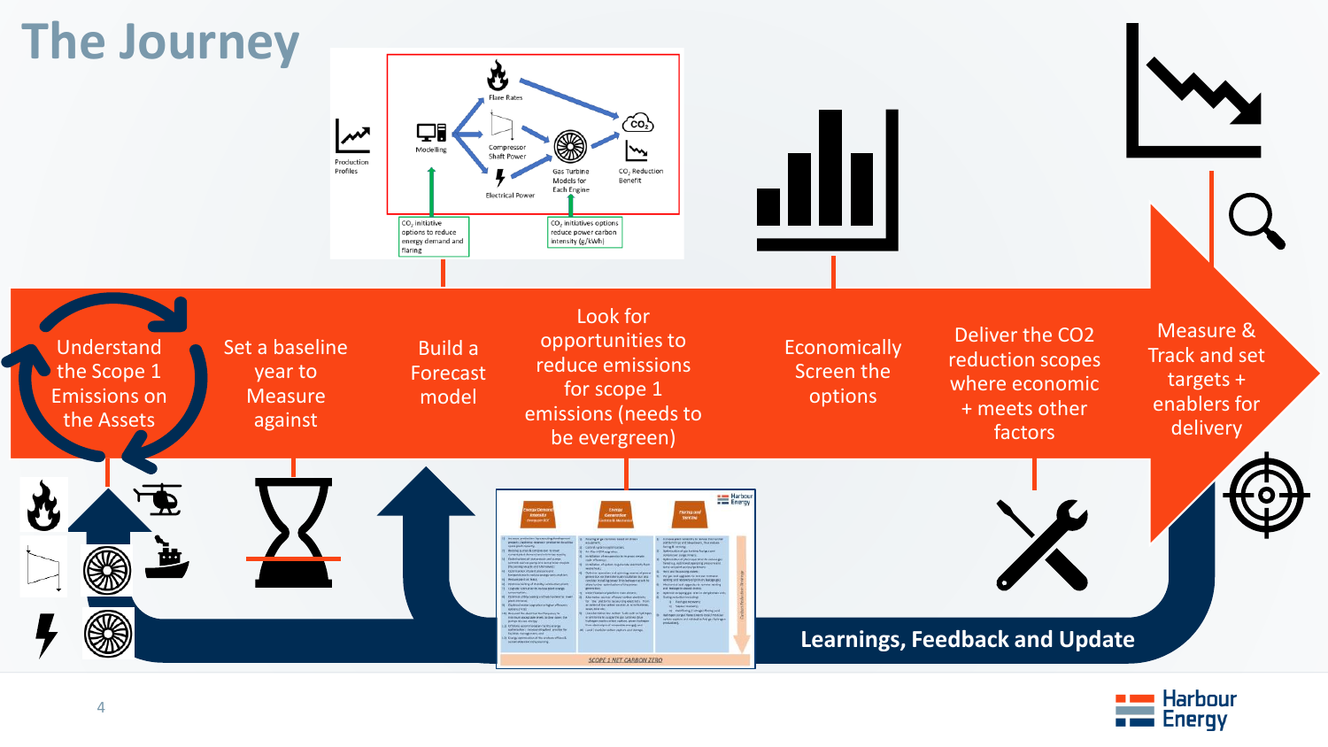# The Journey

Production Profiles

Modelling

Flare Rates

Compressor Shaft Power

Electrical Power

Gas Turbine Models for Each Engine

$CO_2$

$CO_2$ Reduction Benefit

$CO_2$ initiative options to reduce energy demand and flaring

$CO_2$ initiatives options reduce power carbon intensity (g/kWh)

Understand the Scope 1 Emissions on the Assets

Set a baseline year to Measure against

Build a Forecast model

Look for opportunities to reduce emissions for scope 1 emissions (needs to be evergreen)

Economically Screen the options

Deliver the CO2 reduction scopes where economic + meets other factors

Measure & Track and set targets + enablers for delivery

Learnings, Feedback and Update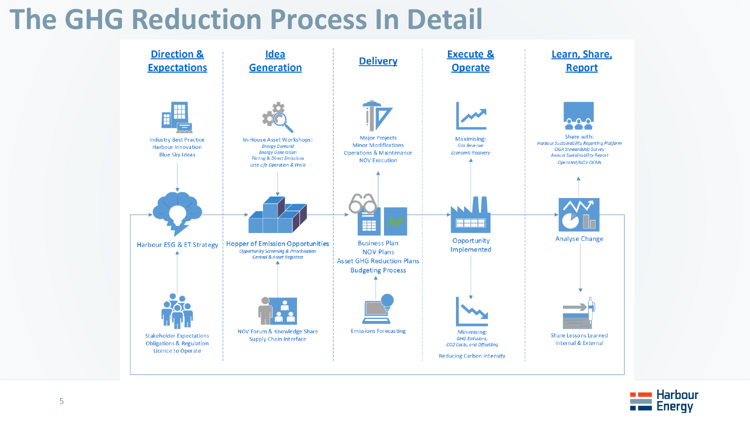# The GHG Reduction Process In Detail

## Direction & Expectations

Industry Best Practice
Harbour Innovation
Blue Sky Ideas

**Harbour ESG & ET Strategy**

Stakeholder Expectations
Obligations & Regulation
Licence to Operate

## Idea Generation

In-House Asset Workshops:
*Energy Demand*
*Energy Generation*
*Flaring & Direct Emissions*
*Late-Life Operation & Wells*

**Hopper of Emission Opportunities**
*Opportunity Screening & Prioritisation*
*Central & Asset Registers*

NOV Forum & Knowledge Share
Supply Chain Interface

## Delivery

Major Projects
Minor Modifications
Operations & Maintenance
NOV Execution

**Business Plan**
**NOV Plans**
**Asset GHG Reduction Plans**
**Budgeting Process**

Emissions Forecasting

## Execute & Operate

Maximising:
*Gas Revenue*
*Economic Recovery*

**Opportunity Implemented**

Minimising:
*GHG Emissions,*
*CO2 Costs, and Offsetting*

Reducing Carbon Intensity

## Learn, Share, Report

Share with:
*Harbour Sustainability Reporting Platform*
*OGA Stewardship Survey*
*Annual Sustainability Report*
*Operated/NOV OCMs*

**Analyse Change**

Share Lessons Learned
Internal & External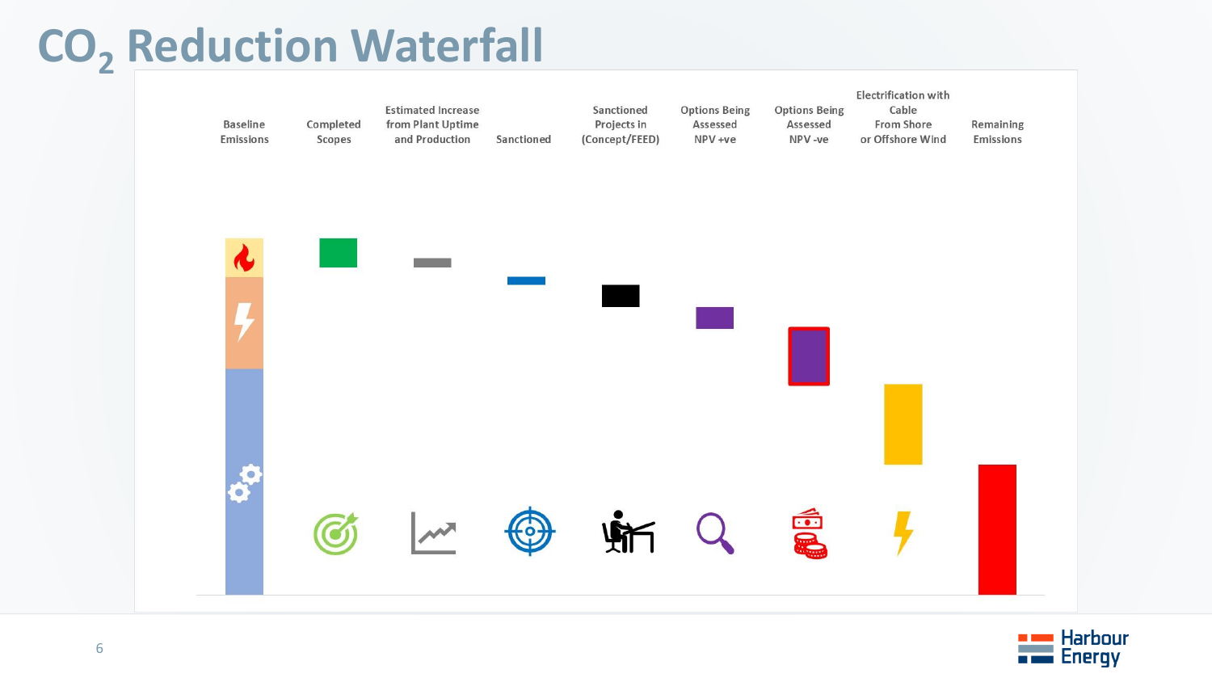# $CO_2$ Reduction Waterfall

Baseline Emissions

Completed Scopes

Estimated Increase from Plant Uptime and Production

Sanctioned

Sanctioned Projects in (Concept/FEED)

Options Being Assessed NPV +ve

Options Being Assessed NPV -ve

Electrification with Cable From Shore or Offshore Wind

Remaining Emissions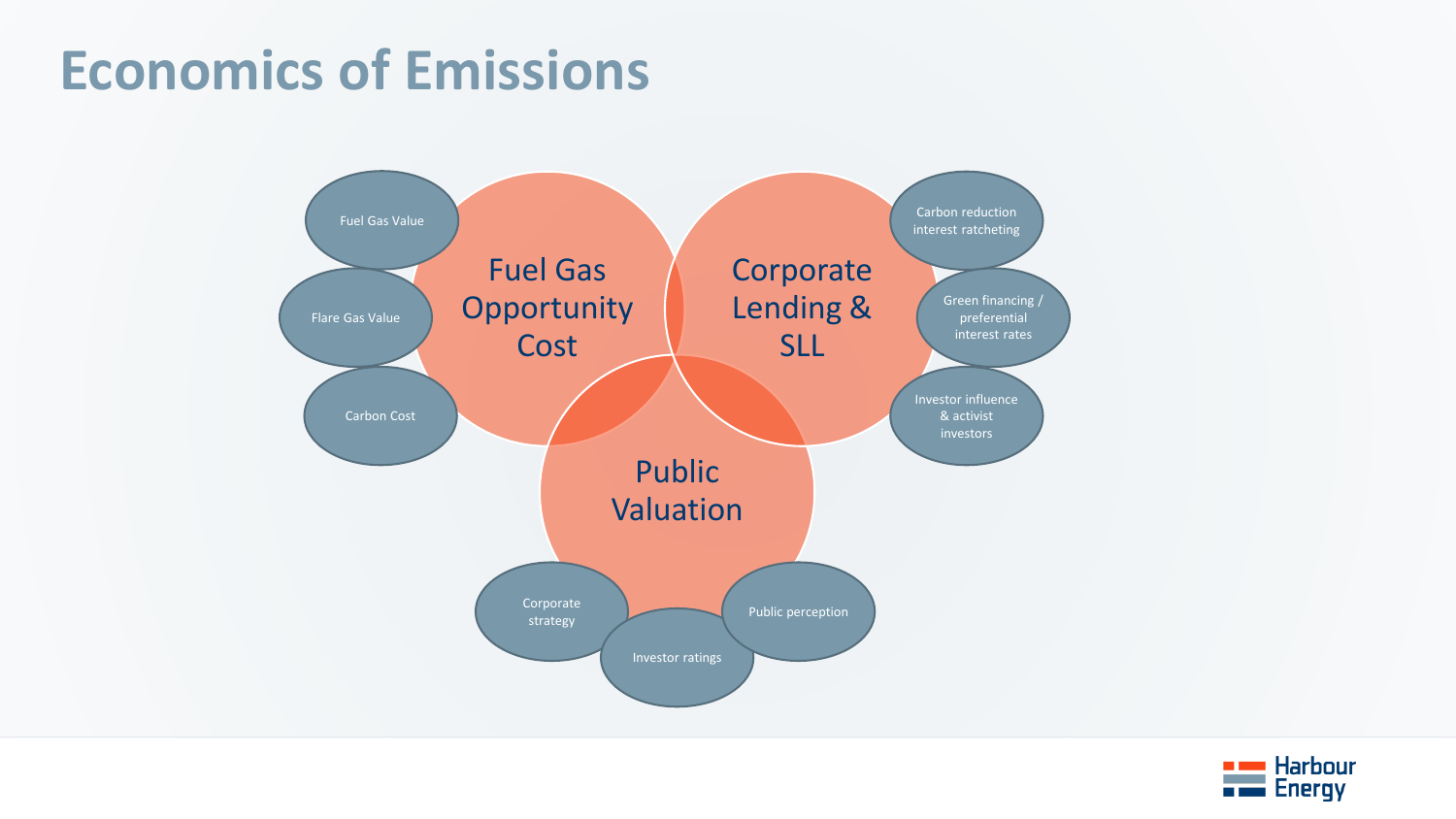# Economics of Emissions

## Fuel Gas Opportunity Cost

- Fuel Gas Value
- Flare Gas Value
- Carbon Cost

## Corporate Lending & SLL

- Carbon reduction interest ratcheting
- Green financing / preferential interest rates
- Investor influence & activist investors

## Public Valuation

- Corporate strategy
- Investor ratings
- Public perception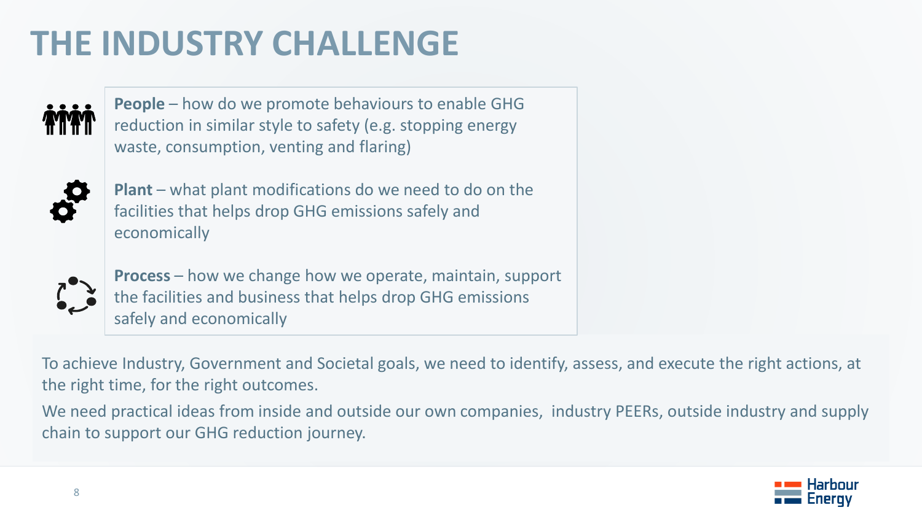# THE INDUSTRY CHALLENGE

**People** – how do we promote behaviours to enable GHG reduction in similar style to safety (e.g. stopping energy waste, consumption, venting and flaring)

**Plant** – what plant modifications do we need to do on the facilities that helps drop GHG emissions safely and economically

**Process** – how we change how we operate, maintain, support the facilities and business that helps drop GHG emissions safely and economically

To achieve Industry, Government and Societal goals, we need to identify, assess, and execute the right actions, at the right time, for the right outcomes.

We need practical ideas from inside and outside our own companies, industry PEERs, outside industry and supply chain to support our GHG reduction journey.

Harbour Energy